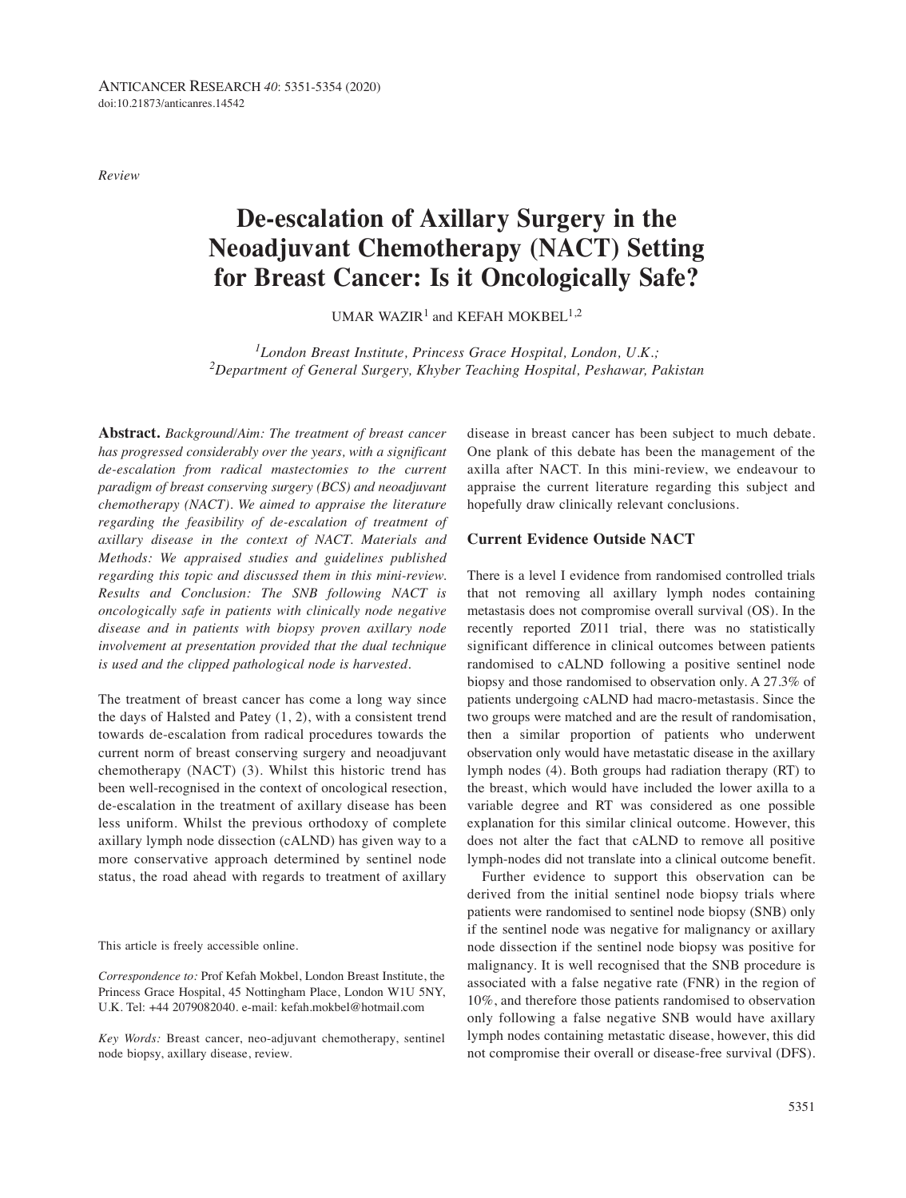*Review*

# De-escalation of Axillary Surgery in the Neoadjuvant Chemotherapy (NACT) Setting for Breast Cancer: Is it Oncologically Safe?

UMAR WAZIR[1] and KEFAH MOKBEL[1,2]

*[1]London Breast Institute, Princess Grace Hospital, London, U.K.;*
*[2]Department of General Surgery, Khyber Teaching Hospital, Peshawar, Pakistan*

**Abstract.** *Background/Aim: The treatment of breast cancer has progressed considerably over the years, with a significant de-escalation from radical mastectomies to the current paradigm of breast conserving surgery (BCS) and neoadjuvant chemotherapy (NACT). We aimed to appraise the literature regarding the feasibility of de-escalation of treatment of axillary disease in the context of NACT. Materials and Methods: We appraised studies and guidelines published regarding this topic and discussed them in this mini-review. Results and Conclusion: The SNB following NACT is oncologically safe in patients with clinically node negative disease and in patients with biopsy proven axillary node involvement at presentation provided that the dual technique is used and the clipped pathological node is harvested.*

The treatment of breast cancer has come a long way since the days of Halsted and Patey (1, 2), with a consistent trend towards de-escalation from radical procedures towards the current norm of breast conserving surgery and neoadjuvant chemotherapy (NACT) (3). Whilst this historic trend has been well-recognised in the context of oncological resection, de-escalation in the treatment of axillary disease has been less uniform. Whilst the previous orthodoxy of complete axillary lymph node dissection (cALND) has given way to a more conservative approach determined by sentinel node status, the road ahead with regards to treatment of axillary disease in breast cancer has been subject to much debate. One plank of this debate has been the management of the axilla after NACT. In this mini-review, we endeavour to appraise the current literature regarding this subject and hopefully draw clinically relevant conclusions.

This article is freely accessible online.

*Correspondence to:* Prof Kefah Mokbel, London Breast Institute, the Princess Grace Hospital, 45 Nottingham Place, London W1U 5NY, U.K. Tel: +44 2079082040. e-mail: kefah.mokbel@hotmail.com

*Key Words:* Breast cancer, neo-adjuvant chemotherapy, sentinel node biopsy, axillary disease, review.

## Current Evidence Outside NACT

There is a level I evidence from randomised controlled trials that not removing all axillary lymph nodes containing metastasis does not compromise overall survival (OS). In the recently reported Z011 trial, there was no statistically significant difference in clinical outcomes between patients randomised to cALND following a positive sentinel node biopsy and those randomised to observation only. A 27.3% of patients undergoing cALND had macro-metastasis. Since the two groups were matched and are the result of randomisation, then a similar proportion of patients who underwent observation only would have metastatic disease in the axillary lymph nodes (4). Both groups had radiation therapy (RT) to the breast, which would have included the lower axilla to a variable degree and RT was considered as one possible explanation for this similar clinical outcome. However, this does not alter the fact that cALND to remove all positive lymph-nodes did not translate into a clinical outcome benefit.

Further evidence to support this observation can be derived from the initial sentinel node biopsy trials where patients were randomised to sentinel node biopsy (SNB) only if the sentinel node was negative for malignancy or axillary node dissection if the sentinel node biopsy was positive for malignancy. It is well recognised that the SNB procedure is associated with a false negative rate (FNR) in the region of 10%, and therefore those patients randomised to observation only following a false negative SNB would have axillary lymph nodes containing metastatic disease, however, this did not compromise their overall or disease-free survival (DFS).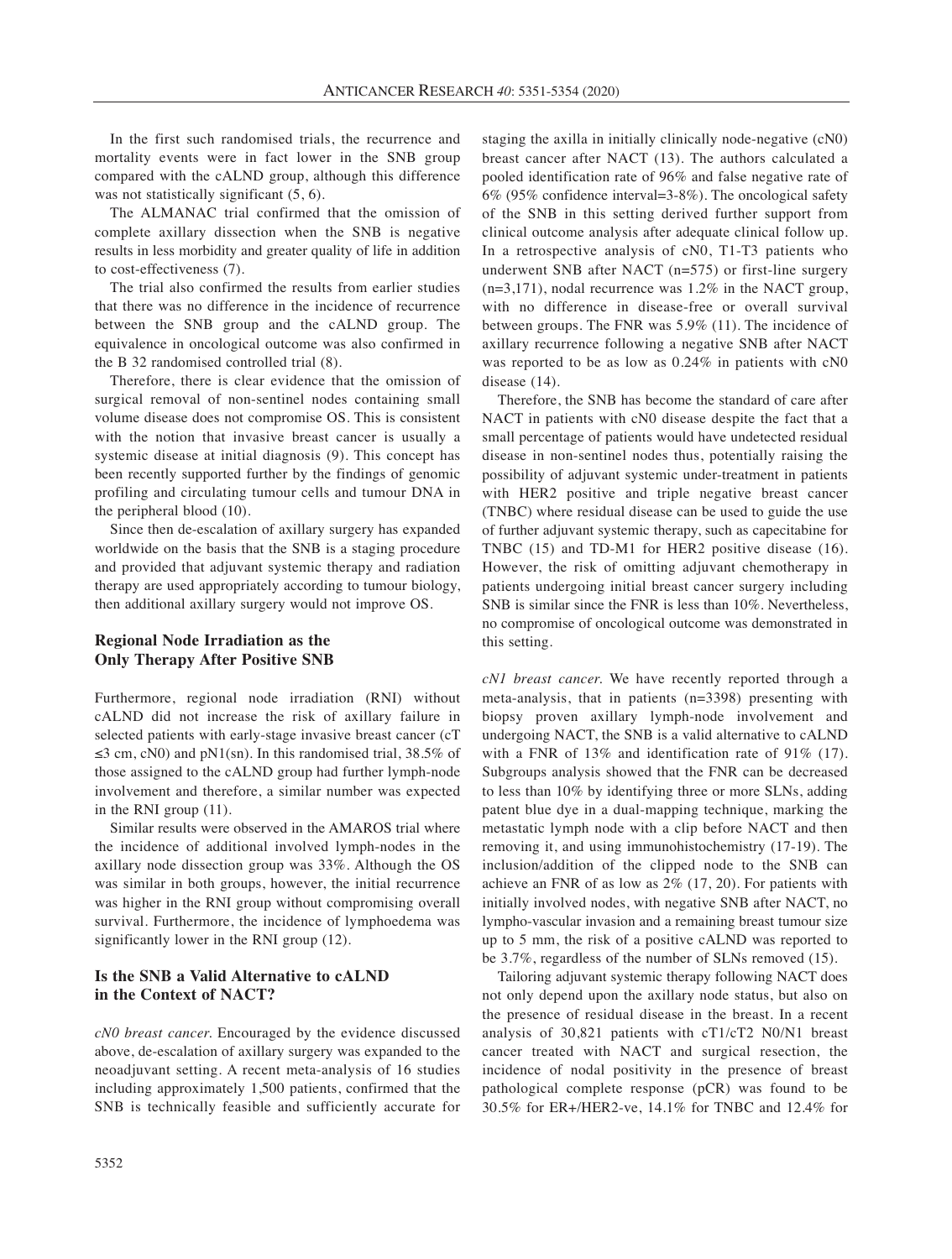In the first such randomised trials, the recurrence and mortality events were in fact lower in the SNB group compared with the cALND group, although this difference was not statistically significant (5, 6).

The ALMANAC trial confirmed that the omission of complete axillary dissection when the SNB is negative results in less morbidity and greater quality of life in addition to cost-effectiveness (7).

The trial also confirmed the results from earlier studies that there was no difference in the incidence of recurrence between the SNB group and the cALND group. The equivalence in oncological outcome was also confirmed in the B 32 randomised controlled trial (8).

Therefore, there is clear evidence that the omission of surgical removal of non-sentinel nodes containing small volume disease does not compromise OS. This is consistent with the notion that invasive breast cancer is usually a systemic disease at initial diagnosis (9). This concept has been recently supported further by the findings of genomic profiling and circulating tumour cells and tumour DNA in the peripheral blood (10).

Since then de-escalation of axillary surgery has expanded worldwide on the basis that the SNB is a staging procedure and provided that adjuvant systemic therapy and radiation therapy are used appropriately according to tumour biology, then additional axillary surgery would not improve OS.

## Regional Node Irradiation as the Only Therapy After Positive SNB

Furthermore, regional node irradiation (RNI) without cALND did not increase the risk of axillary failure in selected patients with early-stage invasive breast cancer (cT ≤3 cm, cN0) and pN1(sn). In this randomised trial, 38.5% of those assigned to the cALND group had further lymph-node involvement and therefore, a similar number was expected in the RNI group (11).

Similar results were observed in the AMAROS trial where the incidence of additional involved lymph-nodes in the axillary node dissection group was 33%. Although the OS was similar in both groups, however, the initial recurrence was higher in the RNI group without compromising overall survival. Furthermore, the incidence of lymphoedema was significantly lower in the RNI group (12).

## Is the SNB a Valid Alternative to cALND in the Context of NACT?

*cN0 breast cancer.* Encouraged by the evidence discussed above, de-escalation of axillary surgery was expanded to the neoadjuvant setting. A recent meta-analysis of 16 studies including approximately 1,500 patients, confirmed that the SNB is technically feasible and sufficiently accurate for staging the axilla in initially clinically node-negative (cN0) breast cancer after NACT (13). The authors calculated a pooled identification rate of 96% and false negative rate of 6% (95% confidence interval=3-8%). The oncological safety of the SNB in this setting derived further support from clinical outcome analysis after adequate clinical follow up. In a retrospective analysis of cN0, T1-T3 patients who underwent SNB after NACT (n=575) or first-line surgery (n=3,171), nodal recurrence was 1.2% in the NACT group, with no difference in disease-free or overall survival between groups. The FNR was 5.9% (11). The incidence of axillary recurrence following a negative SNB after NACT was reported to be as low as 0.24% in patients with cN0 disease (14).

Therefore, the SNB has become the standard of care after NACT in patients with cN0 disease despite the fact that a small percentage of patients would have undetected residual disease in non-sentinel nodes thus, potentially raising the possibility of adjuvant systemic under-treatment in patients with HER2 positive and triple negative breast cancer (TNBC) where residual disease can be used to guide the use of further adjuvant systemic therapy, such as capecitabine for TNBC (15) and TD-M1 for HER2 positive disease (16). However, the risk of omitting adjuvant chemotherapy in patients undergoing initial breast cancer surgery including SNB is similar since the FNR is less than 10%. Nevertheless, no compromise of oncological outcome was demonstrated in this setting.

*cN1 breast cancer.* We have recently reported through a meta-analysis, that in patients (n=3398) presenting with biopsy proven axillary lymph-node involvement and undergoing NACT, the SNB is a valid alternative to cALND with a FNR of 13% and identification rate of 91% (17). Subgroups analysis showed that the FNR can be decreased to less than 10% by identifying three or more SLNs, adding patent blue dye in a dual-mapping technique, marking the metastatic lymph node with a clip before NACT and then removing it, and using immunohistochemistry (17-19). The inclusion/addition of the clipped node to the SNB can achieve an FNR of as low as 2% (17, 20). For patients with initially involved nodes, with negative SNB after NACT, no lympho-vascular invasion and a remaining breast tumour size up to 5 mm, the risk of a positive cALND was reported to be 3.7%, regardless of the number of SLNs removed (15).

Tailoring adjuvant systemic therapy following NACT does not only depend upon the axillary node status, but also on the presence of residual disease in the breast. In a recent analysis of 30,821 patients with cT1/cT2 N0/N1 breast cancer treated with NACT and surgical resection, the incidence of nodal positivity in the presence of breast pathological complete response (pCR) was found to be 30.5% for ER+/HER2-ve, 14.1% for TNBC and 12.4% for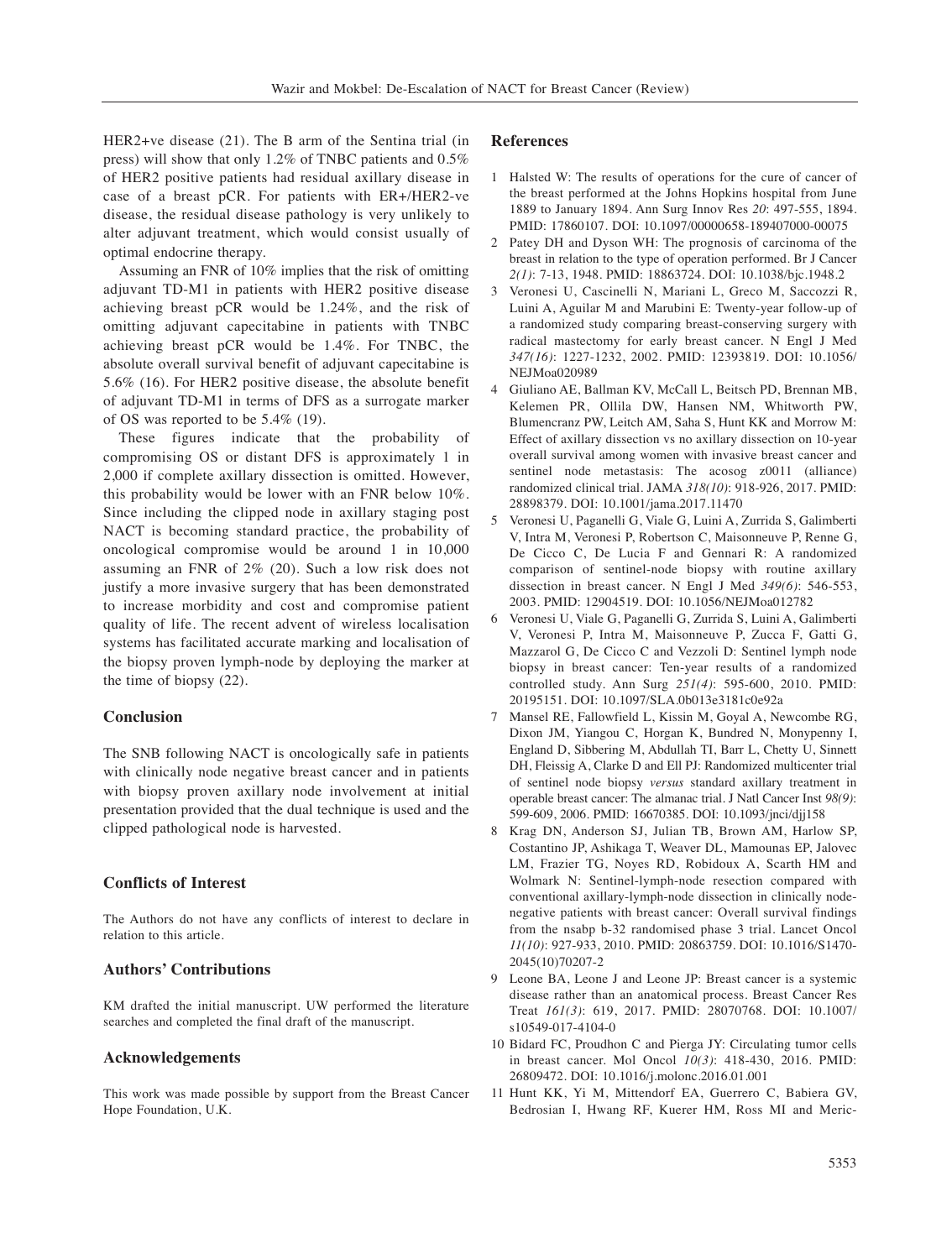HER2+ve disease (21). The B arm of the Sentina trial (in press) will show that only 1.2% of TNBC patients and 0.5% of HER2 positive patients had residual axillary disease in case of a breast pCR. For patients with ER+/HER2-ve disease, the residual disease pathology is very unlikely to alter adjuvant treatment, which would consist usually of optimal endocrine therapy.

Assuming an FNR of 10% implies that the risk of omitting adjuvant TD-M1 in patients with HER2 positive disease achieving breast pCR would be 1.24%, and the risk of omitting adjuvant capecitabine in patients with TNBC achieving breast pCR would be 1.4%. For TNBC, the absolute overall survival benefit of adjuvant capecitabine is 5.6% (16). For HER2 positive disease, the absolute benefit of adjuvant TD-M1 in terms of DFS as a surrogate marker of OS was reported to be 5.4% (19).

These figures indicate that the probability of compromising OS or distant DFS is approximately 1 in 2,000 if complete axillary dissection is omitted. However, this probability would be lower with an FNR below 10%. Since including the clipped node in axillary staging post NACT is becoming standard practice, the probability of oncological compromise would be around 1 in 10,000 assuming an FNR of 2% (20). Such a low risk does not justify a more invasive surgery that has been demonstrated to increase morbidity and cost and compromise patient quality of life. The recent advent of wireless localisation systems has facilitated accurate marking and localisation of the biopsy proven lymph-node by deploying the marker at the time of biopsy (22).

## Conclusion

The SNB following NACT is oncologically safe in patients with clinically node negative breast cancer and in patients with biopsy proven axillary node involvement at initial presentation provided that the dual technique is used and the clipped pathological node is harvested.

## Conflicts of Interest

The Authors do not have any conflicts of interest to declare in relation to this article.

## Authors' Contributions

KM drafted the initial manuscript. UW performed the literature searches and completed the final draft of the manuscript.

## Acknowledgements

This work was made possible by support from the Breast Cancer Hope Foundation, U.K.

## References

1. Halsted W: The results of operations for the cure of cancer of the breast performed at the Johns Hopkins hospital from June 1889 to January 1894. Ann Surg Innov Res *20*: 497-555, 1894. PMID: 17860107. DOI: 10.1097/00000658-189407000-00075
2. Patey DH and Dyson WH: The prognosis of carcinoma of the breast in relation to the type of operation performed. Br J Cancer *2(1)*: 7-13, 1948. PMID: 18863724. DOI: 10.1038/bjc.1948.2
3. Veronesi U, Cascinelli N, Mariani L, Greco M, Saccozzi R, Luini A, Aguilar M and Marubini E: Twenty-year follow-up of a randomized study comparing breast-conserving surgery with radical mastectomy for early breast cancer. N Engl J Med *347(16)*: 1227-1232, 2002. PMID: 12393819. DOI: 10.1056/NEJMoa020989
4. Giuliano AE, Ballman KV, McCall L, Beitsch PD, Brennan MB, Kelemen PR, Ollila DW, Hansen NM, Whitworth PW, Blumencranz PW, Leitch AM, Saha S, Hunt KK and Morrow M: Effect of axillary dissection vs no axillary dissection on 10-year overall survival among women with invasive breast cancer and sentinel node metastasis: The acosog z0011 (alliance) randomized clinical trial. JAMA *318(10)*: 918-926, 2017. PMID: 28898379. DOI: 10.1001/jama.2017.11470
5. Veronesi U, Paganelli G, Viale G, Luini A, Zurrida S, Galimberti V, Intra M, Veronesi P, Robertson C, Maisonneuve P, Renne G, De Cicco C, De Lucia F and Gennari R: A randomized comparison of sentinel-node biopsy with routine axillary dissection in breast cancer. N Engl J Med *349(6)*: 546-553, 2003. PMID: 12904519. DOI: 10.1056/NEJMoa012782
6. Veronesi U, Viale G, Paganelli G, Zurrida S, Luini A, Galimberti V, Veronesi P, Intra M, Maisonneuve P, Zucca F, Gatti G, Mazzarol G, De Cicco C and Vezzoli D: Sentinel lymph node biopsy in breast cancer: Ten-year results of a randomized controlled study. Ann Surg *251(4)*: 595-600, 2010. PMID: 20195151. DOI: 10.1097/SLA.0b013e3181c0e92a
7. Mansel RE, Fallowfield L, Kissin M, Goyal A, Newcombe RG, Dixon JM, Yiangou C, Horgan K, Bundred N, Monypenny I, England D, Sibbering M, Abdullah TI, Barr L, Chetty U, Sinnett DH, Fleissig A, Clarke D and Ell PJ: Randomized multicenter trial of sentinel node biopsy *versus* standard axillary treatment in operable breast cancer: The almanac trial. J Natl Cancer Inst *98(9)*: 599-609, 2006. PMID: 16670385. DOI: 10.1093/jnci/djj158
8. Krag DN, Anderson SJ, Julian TB, Brown AM, Harlow SP, Costantino JP, Ashikaga T, Weaver DL, Mamounas EP, Jalovec LM, Frazier TG, Noyes RD, Robidoux A, Scarth HM and Wolmark N: Sentinel-lymph-node resection compared with conventional axillary-lymph-node dissection in clinically node-negative patients with breast cancer: Overall survival findings from the nsabp b-32 randomised phase 3 trial. Lancet Oncol *11(10)*: 927-933, 2010. PMID: 20863759. DOI: 10.1016/S1470-2045(10)70207-2
9. Leone BA, Leone J and Leone JP: Breast cancer is a systemic disease rather than an anatomical process. Breast Cancer Res Treat *161(3)*: 619, 2017. PMID: 28070768. DOI: 10.1007/s10549-017-4104-0
10. Bidard FC, Proudhon C and Pierga JY: Circulating tumor cells in breast cancer. Mol Oncol *10(3)*: 418-430, 2016. PMID: 26809472. DOI: 10.1016/j.molonc.2016.01.001
11. Hunt KK, Yi M, Mittendorf EA, Guerrero C, Babiera GV, Bedrosian I, Hwang RF, Kuerer HM, Ross MI and Meric-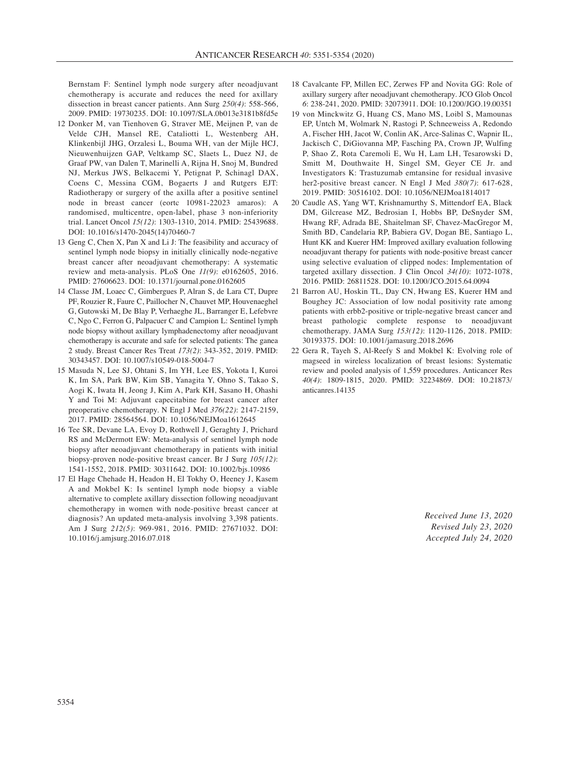Bernstam F: Sentinel lymph node surgery after neoadjuvant chemotherapy is accurate and reduces the need for axillary dissection in breast cancer patients. Ann Surg *250(4)*: 558-566, 2009. PMID: 19730235. DOI: 10.1097/SLA.0b013e3181b8fd5e

12 Donker M, van Tienhoven G, Straver ME, Meijnen P, van de Velde CJH, Mansel RE, Cataliotti L, Westenberg AH, Klinkenbijl JHG, Orzalesi L, Bouma WH, van der Mijle HCJ, Nieuwenhuijzen GAP, Veltkamp SC, Slaets L, Duez NJ, de Graaf PW, van Dalen T, Marinelli A, Rijna H, Snoj M, Bundred NJ, Merkus JWS, Belkacemi Y, Petignat P, Schinagl DAX, Coens C, Messina CGM, Bogaerts J and Rutgers EJT: Radiotherapy or surgery of the axilla after a positive sentinel node in breast cancer (eortc 10981-22023 amaros): A randomised, multicentre, open-label, phase 3 non-inferiority trial. Lancet Oncol *15(12)*: 1303-1310, 2014. PMID: 25439688. DOI: 10.1016/s1470-2045(14)70460-7

13 Geng C, Chen X, Pan X and Li J: The feasibility and accuracy of sentinel lymph node biopsy in initially clinically node-negative breast cancer after neoadjuvant chemotherapy: A systematic review and meta-analysis. PLoS One *11(9)*: e0162605, 2016. PMID: 27606623. DOI: 10.1371/journal.pone.0162605

14 Classe JM, Loaec C, Gimbergues P, Alran S, de Lara CT, Dupre PF, Rouzier R, Faure C, Paillocher N, Chauvet MP, Houvenaeghel G, Gutowski M, De Blay P, Verhaeghe JL, Barranger E, Lefebvre C, Ngo C, Ferron G, Palpacuer C and Campion L: Sentinel lymph node biopsy without axillary lymphadenectomy after neoadjuvant chemotherapy is accurate and safe for selected patients: The ganea 2 study. Breast Cancer Res Treat *173(2)*: 343-352, 2019. PMID: 30343457. DOI: 10.1007/s10549-018-5004-7

15 Masuda N, Lee SJ, Ohtani S, Im YH, Lee ES, Yokota I, Kuroi K, Im SA, Park BW, Kim SB, Yanagita Y, Ohno S, Takao S, Aogi K, Iwata H, Jeong J, Kim A, Park KH, Sasano H, Ohashi Y and Toi M: Adjuvant capecitabine for breast cancer after preoperative chemotherapy. N Engl J Med *376(22)*: 2147-2159, 2017. PMID: 28564564. DOI: 10.1056/NEJMoa1612645

16 Tee SR, Devane LA, Evoy D, Rothwell J, Geraghty J, Prichard RS and McDermott EW: Meta-analysis of sentinel lymph node biopsy after neoadjuvant chemotherapy in patients with initial biopsy-proven node-positive breast cancer. Br J Surg *105(12)*: 1541-1552, 2018. PMID: 30311642. DOI: 10.1002/bjs.10986

17 El Hage Chehade H, Headon H, El Tokhy O, Heeney J, Kasem A and Mokbel K: Is sentinel lymph node biopsy a viable alternative to complete axillary dissection following neoadjuvant chemotherapy in women with node-positive breast cancer at diagnosis? An updated meta-analysis involving 3,398 patients. Am J Surg *212(5)*: 969-981, 2016. PMID: 27671032. DOI: 10.1016/j.amjsurg.2016.07.018

18 Cavalcante FP, Millen EC, Zerwes FP and Novita GG: Role of axillary surgery after neoadjuvant chemotherapy. JCO Glob Oncol *6*: 238-241, 2020. PMID: 32073911. DOI: 10.1200/JGO.19.00351

19 von Minckwitz G, Huang CS, Mano MS, Loibl S, Mamounas EP, Untch M, Wolmark N, Rastogi P, Schneeweiss A, Redondo A, Fischer HH, Jacot W, Conlin AK, Arce-Salinas C, Wapnir IL, Jackisch C, DiGiovanna MP, Fasching PA, Crown JP, Wulfing P, Shao Z, Rota Caremoli E, Wu H, Lam LH, Tesarowski D, Smitt M, Douthwaite H, Singel SM, Geyer CE Jr. and Investigators K: Trastuzumab emtansine for residual invasive her2-positive breast cancer. N Engl J Med *380(7)*: 617-628, 2019. PMID: 30516102. DOI: 10.1056/NEJMoa1814017

20 Caudle AS, Yang WT, Krishnamurthy S, Mittendorf EA, Black DM, Gilcrease MZ, Bedrosian I, Hobbs BP, DeSnyder SM, Hwang RF, Adrada BE, Shaitelman SF, Chavez-MacGregor M, Smith BD, Candelaria RP, Babiera GV, Dogan BE, Santiago L, Hunt KK and Kuerer HM: Improved axillary evaluation following neoadjuvant therapy for patients with node-positive breast cancer using selective evaluation of clipped nodes: Implementation of targeted axillary dissection. J Clin Oncol *34(10)*: 1072-1078, 2016. PMID: 26811528. DOI: 10.1200/JCO.2015.64.0094

21 Barron AU, Hoskin TL, Day CN, Hwang ES, Kuerer HM and Boughey JC: Association of low nodal positivity rate among patients with erbb2-positive or triple-negative breast cancer and breast pathologic complete response to neoadjuvant chemotherapy. JAMA Surg *153(12)*: 1120-1126, 2018. PMID: 30193375. DOI: 10.1001/jamasurg.2018.2696

22 Gera R, Tayeh S, Al-Reefy S and Mokbel K: Evolving role of magseed in wireless localization of breast lesions: Systematic review and pooled analysis of 1,559 procedures. Anticancer Res *40(4)*: 1809-1815, 2020. PMID: 32234869. DOI: 10.21873/anticanres.14135

*Received June 13, 2020*
*Revised July 23, 2020*
*Accepted July 24, 2020*